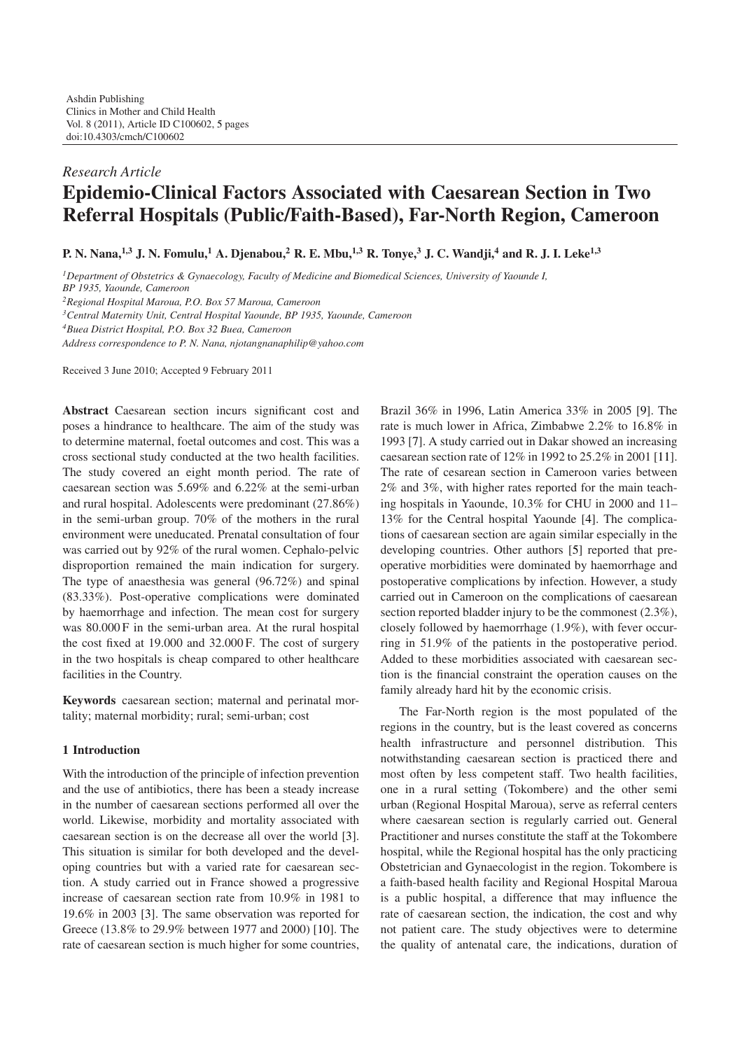Ashdin Publishing
Clinics in Mother and Child Health
Vol. 8 (2011), Article ID C100602, 5 pages
doi:10.4303/cmch/C100602

*Research Article*

# Epidemio-Clinical Factors Associated with Caesarean Section in Two Referral Hospitals (Public/Faith-Based), Far-North Region, Cameroon

**P. N. Nana,[1,3] J. N. Fomulu,[1] A. Djenabou,[2] R. E. Mbu,[1,3] R. Tonye,[3] J. C. Wandji,[4] and R. J. I. Leke[1,3]**

*[1]Department of Obstetrics & Gynaecology, Faculty of Medicine and Biomedical Sciences, University of Yaounde I, BP 1935, Yaounde, Cameroon*
*[2]Regional Hospital Maroua, P.O. Box 57 Maroua, Cameroon*
*[3]Central Maternity Unit, Central Hospital Yaounde, BP 1935, Yaounde, Cameroon*
*[4]Buea District Hospital, P.O. Box 32 Buea, Cameroon*
*Address correspondence to P. N. Nana, njotangnanaphilip@yahoo.com*

Received 3 June 2010; Accepted 9 February 2011

**Abstract** Caesarean section incurs significant cost and poses a hindrance to healthcare. The aim of the study was to determine maternal, foetal outcomes and cost. This was a cross sectional study conducted at the two health facilities. The study covered an eight month period. The rate of caesarean section was 5.69% and 6.22% at the semi-urban and rural hospital. Adolescents were predominant (27.86%) in the semi-urban group. 70% of the mothers in the rural environment were uneducated. Prenatal consultation of four was carried out by 92% of the rural women. Cephalo-pelvic disproportion remained the main indication for surgery. The type of anaesthesia was general (96.72%) and spinal (83.33%). Post-operative complications were dominated by haemorrhage and infection. The mean cost for surgery was 80.000 F in the semi-urban area. At the rural hospital the cost fixed at 19.000 and 32.000 F. The cost of surgery in the two hospitals is cheap compared to other healthcare facilities in the Country.

**Keywords** caesarean section; maternal and perinatal mortality; maternal morbidity; rural; semi-urban; cost

## 1 Introduction

With the introduction of the principle of infection prevention and the use of antibiotics, there has been a steady increase in the number of caesarean sections performed all over the world. Likewise, morbidity and mortality associated with caesarean section is on the decrease all over the world [3]. This situation is similar for both developed and the developing countries but with a varied rate for caesarean section. A study carried out in France showed a progressive increase of caesarean section rate from 10.9% in 1981 to 19.6% in 2003 [3]. The same observation was reported for Greece (13.8% to 29.9% between 1977 and 2000) [10]. The rate of caesarean section is much higher for some countries, Brazil 36% in 1996, Latin America 33% in 2005 [9]. The rate is much lower in Africa, Zimbabwe 2.2% to 16.8% in 1993 [7]. A study carried out in Dakar showed an increasing caesarean section rate of 12% in 1992 to 25.2% in 2001 [11]. The rate of cesarean section in Cameroon varies between 2% and 3%, with higher rates reported for the main teaching hospitals in Yaounde, 10.3% for CHU in 2000 and 11–13% for the Central hospital Yaounde [4]. The complications of caesarean section are again similar especially in the developing countries. Other authors [5] reported that preoperative morbidities were dominated by haemorrhage and postoperative complications by infection. However, a study carried out in Cameroon on the complications of caesarean section reported bladder injury to be the commonest (2.3%), closely followed by haemorrhage (1.9%), with fever occurring in 51.9% of the patients in the postoperative period. Added to these morbidities associated with caesarean section is the financial constraint the operation causes on the family already hard hit by the economic crisis.

The Far-North region is the most populated of the regions in the country, but is the least covered as concerns health infrastructure and personnel distribution. This notwithstanding caesarean section is practiced there and most often by less competent staff. Two health facilities, one in a rural setting (Tokombere) and the other semi urban (Regional Hospital Maroua), serve as referral centers where caesarean section is regularly carried out. General Practitioner and nurses constitute the staff at the Tokombere hospital, while the Regional hospital has the only practicing Obstetrician and Gynaecologist in the region. Tokombere is a faith-based health facility and Regional Hospital Maroua is a public hospital, a difference that may influence the rate of caesarean section, the indication, the cost and why not patient care. The study objectives were to determine the quality of antenatal care, the indications, duration of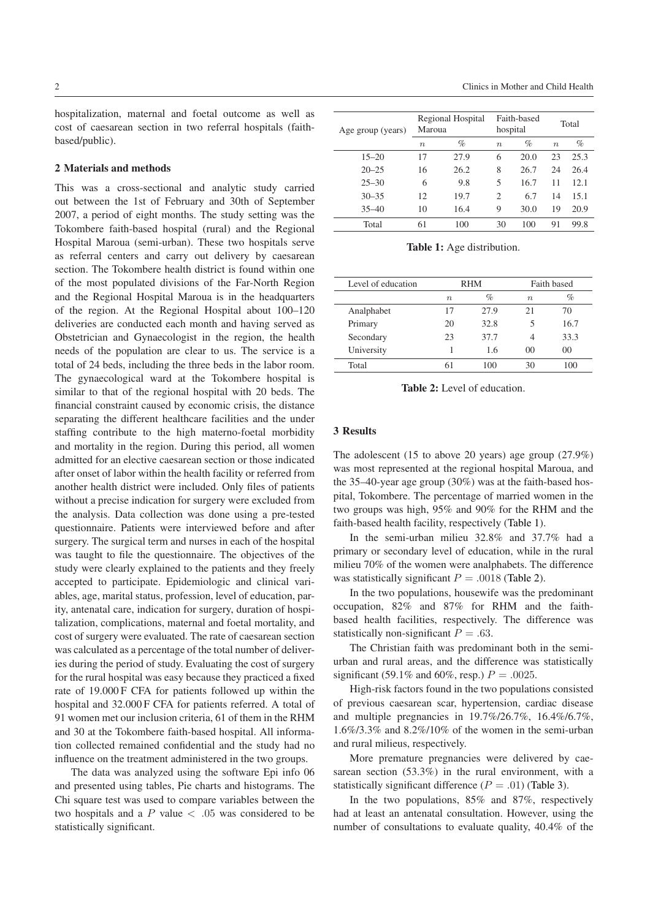hospitalization, maternal and foetal outcome as well as cost of caesarean section in two referral hospitals (faith-based/public).

## 2 Materials and methods

This was a cross-sectional and analytic study carried out between the 1st of February and 30th of September 2007, a period of eight months. The study setting was the Tokombere faith-based hospital (rural) and the Regional Hospital Maroua (semi-urban). These two hospitals serve as referral centers and carry out delivery by caesarean section. The Tokombere health district is found within one of the most populated divisions of the Far-North Region and the Regional Hospital Maroua is in the headquarters of the region. At the Regional Hospital about 100–120 deliveries are conducted each month and having served as Obstetrician and Gynaecologist in the region, the health needs of the population are clear to us. The service is a total of 24 beds, including the three beds in the labor room. The gynaecological ward at the Tokombere hospital is similar to that of the regional hospital with 20 beds. The financial constraint caused by economic crisis, the distance separating the different healthcare facilities and the under staffing contribute to the high materno-foetal morbidity and mortality in the region. During this period, all women admitted for an elective caesarean section or those indicated after onset of labor within the health facility or referred from another health district were included. Only files of patients without a precise indication for surgery were excluded from the analysis. Data collection was done using a pre-tested questionnaire. Patients were interviewed before and after surgery. The surgical term and nurses in each of the hospital was taught to file the questionnaire. The objectives of the study were clearly explained to the patients and they freely accepted to participate. Epidemiologic and clinical variables, age, marital status, profession, level of education, parity, antenatal care, indication for surgery, duration of hospitalization, complications, maternal and foetal mortality, and cost of surgery were evaluated. The rate of caesarean section was calculated as a percentage of the total number of deliveries during the period of study. Evaluating the cost of surgery for the rural hospital was easy because they practiced a fixed rate of 19.000 F CFA for patients followed up within the hospital and 32.000 F CFA for patients referred. A total of 91 women met our inclusion criteria, 61 of them in the RHM and 30 at the Tokombere faith-based hospital. All information collected remained confidential and the study had no influence on the treatment administered in the two groups.

The data was analyzed using the software Epi info 06 and presented using tables, Pie charts and histograms. The Chi square test was used to compare variables between the two hospitals and a $P$ value $< .05$ was considered to be statistically significant.

| Age group (years) | Regional Hospital Maroua | | Faith-based hospital | | Total | |
|---|---|---|---|---|---|---|
| | $n$ | % | $n$ | % | $n$ | % |
| 15–20 | 17 | 27.9 | 6 | 20.0 | 23 | 25.3 |
| 20–25 | 16 | 26.2 | 8 | 26.7 | 24 | 26.4 |
| 25–30 | 6 | 9.8 | 5 | 16.7 | 11 | 12.1 |
| 30–35 | 12 | 19.7 | 2 | 6.7 | 14 | 15.1 |
| 35–40 | 10 | 16.4 | 9 | 30.0 | 19 | 20.9 |
| Total | 61 | 100 | 30 | 100 | 91 | 99.8 |

**Table 1:** Age distribution.

| Level of education | RHM | | Faith based | |
|---|---|---|---|---|
| | $n$ | % | $n$ | % |
| Analphabet | 17 | 27.9 | 21 | 70 |
| Primary | 20 | 32.8 | 5 | 16.7 |
| Secondary | 23 | 37.7 | 4 | 33.3 |
| University | 1 | 1.6 | 00 | 00 |
| Total | 61 | 100 | 30 | 100 |

**Table 2:** Level of education.

## 3 Results

The adolescent (15 to above 20 years) age group (27.9%) was most represented at the regional hospital Maroua, and the 35–40-year age group (30%) was at the faith-based hospital, Tokombere. The percentage of married women in the two groups was high, 95% and 90% for the RHM and the faith-based health facility, respectively (Table 1).

In the semi-urban milieu 32.8% and 37.7% had a primary or secondary level of education, while in the rural milieu 70% of the women were analphabets. The difference was statistically significant $P = .0018$ (Table 2).

In the two populations, housewife was the predominant occupation, 82% and 87% for RHM and the faith-based health facilities, respectively. The difference was statistically non-significant $P = .63$.

The Christian faith was predominant both in the semi-urban and rural areas, and the difference was statistically significant (59.1% and 60%, resp.) $P = .0025$.

High-risk factors found in the two populations consisted of previous caesarean scar, hypertension, cardiac disease and multiple pregnancies in 19.7%/26.7%, 16.4%/6.7%, 1.6%/3.3% and 8.2%/10% of the women in the semi-urban and rural milieus, respectively.

More premature pregnancies were delivered by caesarean section (53.3%) in the rural environment, with a statistically significant difference ($P = .01$) (Table 3).

In the two populations, 85% and 87%, respectively had at least an antenatal consultation. However, using the number of consultations to evaluate quality, 40.4% of the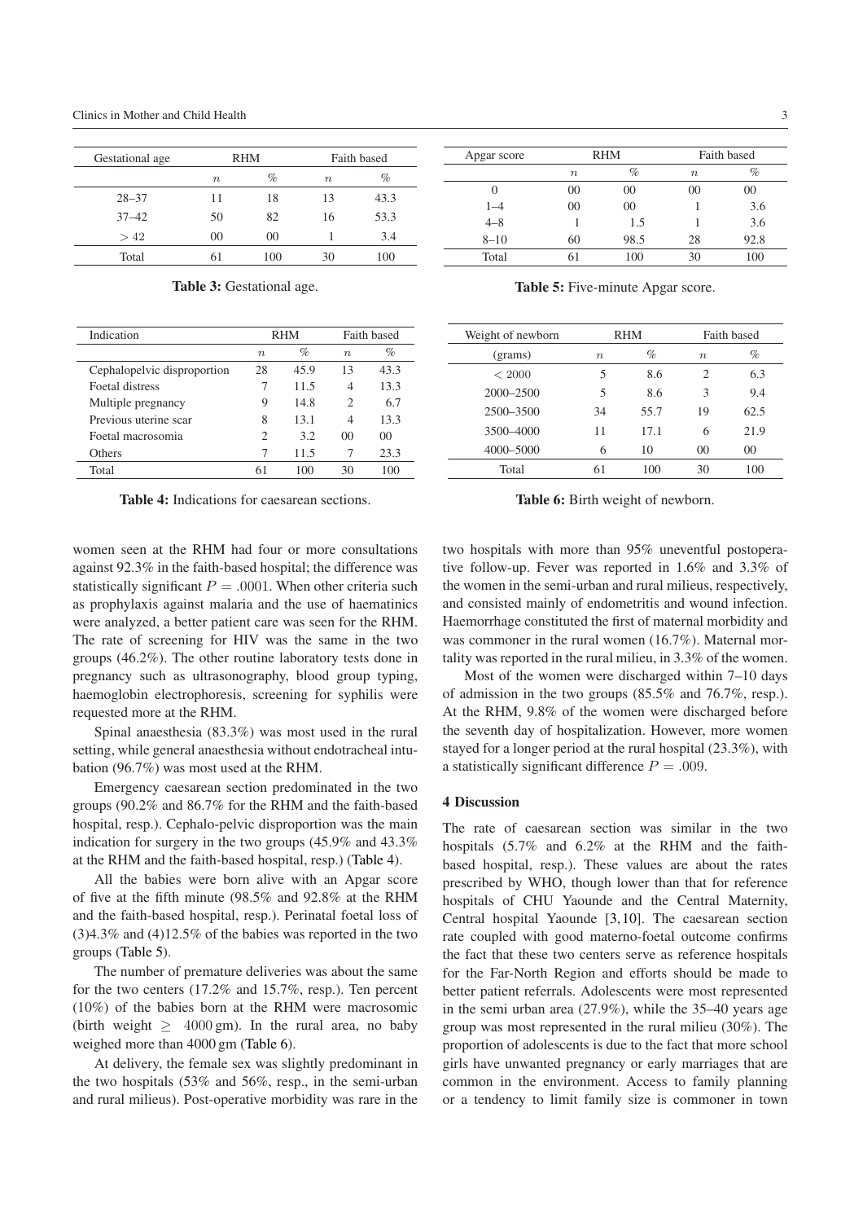| Gestational age | RHM | | Faith based | |
|---|---|---|---|---|
| | $n$ | % | $n$ | % |
| 28–37 | 11 | 18 | 13 | 43.3 |
| 37–42 | 50 | 82 | 16 | 53.3 |
| $> 42$ | 00 | 00 | 1 | 3.4 |
| Total | 61 | 100 | 30 | 100 |

**Table 3:** Gestational age.

| Indication | RHM | | Faith based | |
|---|---|---|---|---|
| | $n$ | % | $n$ | % |
| Cephalopelvic disproportion | 28 | 45.9 | 13 | 43.3 |
| Foetal distress | 7 | 11.5 | 4 | 13.3 |
| Multiple pregnancy | 9 | 14.8 | 2 | 6.7 |
| Previous uterine scar | 8 | 13.1 | 4 | 13.3 |
| Foetal macrosomia | 2 | 3.2 | 00 | 00 |
| Others | 7 | 11.5 | 7 | 23.3 |
| Total | 61 | 100 | 30 | 100 |

**Table 4:** Indications for caesarean sections.

| Apgar score | RHM | | Faith based | |
|---|---|---|---|---|
| | $n$ | % | $n$ | % |
| 0 | 00 | 00 | 00 | 00 |
| 1–4 | 00 | 00 | 1 | 3.6 |
| 4–8 | 1 | 1.5 | 1 | 3.6 |
| 8–10 | 60 | 98.5 | 28 | 92.8 |
| Total | 61 | 100 | 30 | 100 |

**Table 5:** Five-minute Apgar score.

| Weight of newborn | RHM | | Faith based | |
|---|---|---|---|---|
| (grams) | $n$ | % | $n$ | % |
| $< 2000$ | 5 | 8.6 | 2 | 6.3 |
| 2000–2500 | 5 | 8.6 | 3 | 9.4 |
| 2500–3500 | 34 | 55.7 | 19 | 62.5 |
| 3500–4000 | 11 | 17.1 | 6 | 21.9 |
| 4000–5000 | 6 | 10 | 00 | 00 |
| Total | 61 | 100 | 30 | 100 |

**Table 6:** Birth weight of newborn.

women seen at the RHM had four or more consultations against 92.3% in the faith-based hospital; the difference was statistically significant $P = .0001$. When other criteria such as prophylaxis against malaria and the use of haematinics were analyzed, a better patient care was seen for the RHM. The rate of screening for HIV was the same in the two groups (46.2%). The other routine laboratory tests done in pregnancy such as ultrasonography, blood group typing, haemoglobin electrophoresis, screening for syphilis were requested more at the RHM.

Spinal anaesthesia (83.3%) was most used in the rural setting, while general anaesthesia without endotracheal intubation (96.7%) was most used at the RHM.

Emergency caesarean section predominated in the two groups (90.2% and 86.7% for the RHM and the faith-based hospital, resp.). Cephalo-pelvic disproportion was the main indication for surgery in the two groups (45.9% and 43.3% at the RHM and the faith-based hospital, resp.) (Table 4).

All the babies were born alive with an Apgar score of five at the fifth minute (98.5% and 92.8% at the RHM and the faith-based hospital, resp.). Perinatal foetal loss of (3)4.3% and (4)12.5% of the babies was reported in the two groups (Table 5).

The number of premature deliveries was about the same for the two centers (17.2% and 15.7%, resp.). Ten percent (10%) of the babies born at the RHM were macrosomic (birth weight $\geq$ 4000 gm). In the rural area, no baby weighed more than 4000 gm (Table 6).

At delivery, the female sex was slightly predominant in the two hospitals (53% and 56%, resp., in the semi-urban and rural milieus). Post-operative morbidity was rare in the two hospitals with more than 95% uneventful postoperative follow-up. Fever was reported in 1.6% and 3.3% of the women in the semi-urban and rural milieus, respectively, and consisted mainly of endometritis and wound infection. Haemorrhage constituted the first of maternal morbidity and was commoner in the rural women (16.7%). Maternal mortality was reported in the rural milieu, in 3.3% of the women.

Most of the women were discharged within 7–10 days of admission in the two groups (85.5% and 76.7%, resp.). At the RHM, 9.8% of the women were discharged before the seventh day of hospitalization. However, more women stayed for a longer period at the rural hospital (23.3%), with a statistically significant difference $P = .009$.

## 4 Discussion

The rate of caesarean section was similar in the two hospitals (5.7% and 6.2% at the RHM and the faith-based hospital, resp.). These values are about the rates prescribed by WHO, though lower than that for reference hospitals of CHU Yaounde and the Central Maternity, Central hospital Yaounde [3, 10]. The caesarean section rate coupled with good materno-foetal outcome confirms the fact that these two centers serve as reference hospitals for the Far-North Region and efforts should be made to better patient referrals. Adolescents were most represented in the semi urban area (27.9%), while the 35–40 years age group was most represented in the rural milieu (30%). The proportion of adolescents is due to the fact that more school girls have unwanted pregnancy or early marriages that are common in the environment. Access to family planning or a tendency to limit family size is commoner in town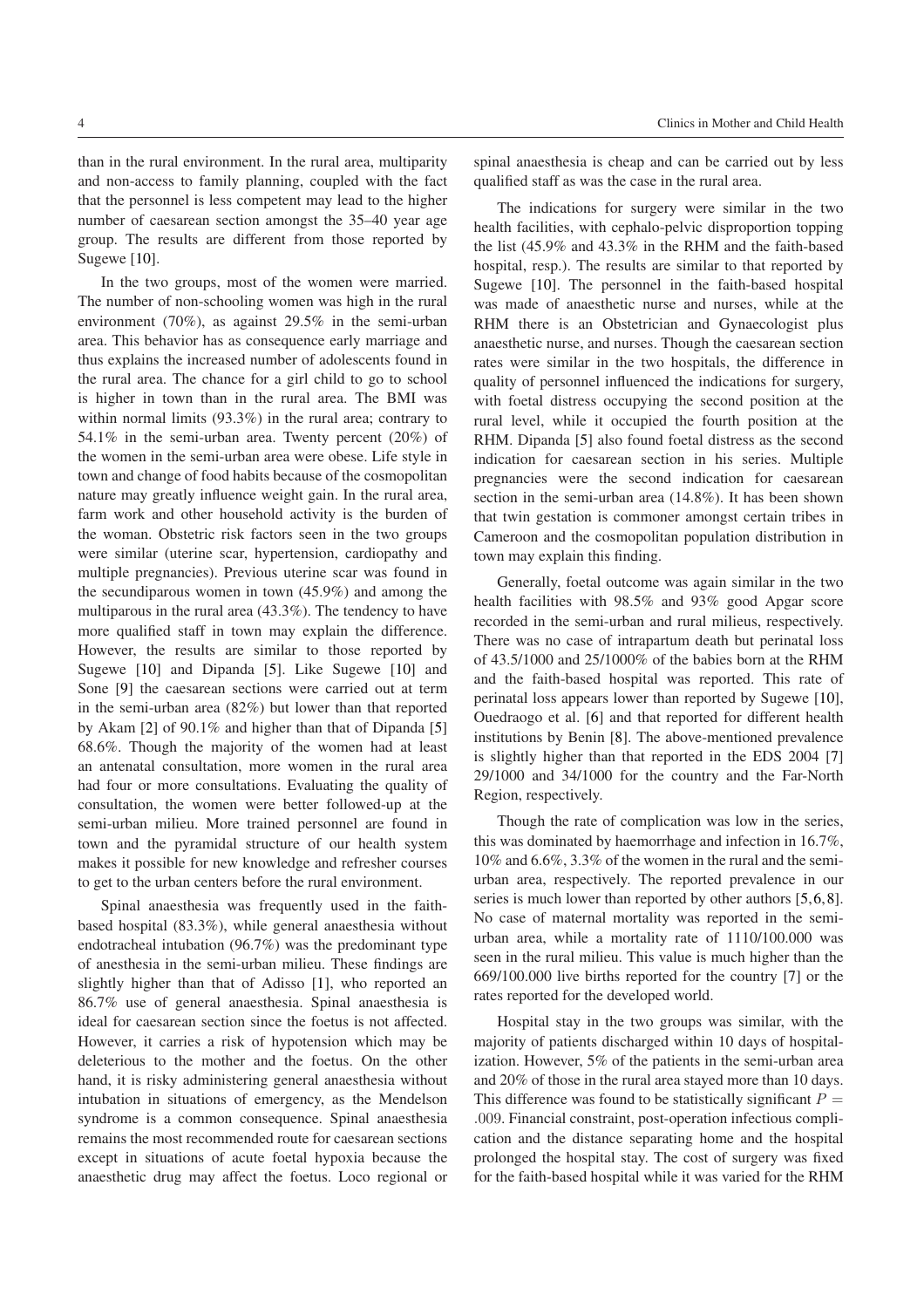than in the rural environment. In the rural area, multiparity and non-access to family planning, coupled with the fact that the personnel is less competent may lead to the higher number of caesarean section amongst the 35–40 year age group. The results are different from those reported by Sugewe [10].

In the two groups, most of the women were married. The number of non-schooling women was high in the rural environment (70%), as against 29.5% in the semi-urban area. This behavior has as consequence early marriage and thus explains the increased number of adolescents found in the rural area. The chance for a girl child to go to school is higher in town than in the rural area. The BMI was within normal limits (93.3%) in the rural area; contrary to 54.1% in the semi-urban area. Twenty percent (20%) of the women in the semi-urban area were obese. Life style in town and change of food habits because of the cosmopolitan nature may greatly influence weight gain. In the rural area, farm work and other household activity is the burden of the woman. Obstetric risk factors seen in the two groups were similar (uterine scar, hypertension, cardiopathy and multiple pregnancies). Previous uterine scar was found in the secundiparous women in town (45.9%) and among the multiparous in the rural area (43.3%). The tendency to have more qualified staff in town may explain the difference. However, the results are similar to those reported by Sugewe [10] and Dipanda [5]. Like Sugewe [10] and Sone [9] the caesarean sections were carried out at term in the semi-urban area (82%) but lower than that reported by Akam [2] of 90.1% and higher than that of Dipanda [5] 68.6%. Though the majority of the women had at least an antenatal consultation, more women in the rural area had four or more consultations. Evaluating the quality of consultation, the women were better followed-up at the semi-urban milieu. More trained personnel are found in town and the pyramidal structure of our health system makes it possible for new knowledge and refresher courses to get to the urban centers before the rural environment.

Spinal anaesthesia was frequently used in the faith-based hospital (83.3%), while general anaesthesia without endotracheal intubation (96.7%) was the predominant type of anesthesia in the semi-urban milieu. These findings are slightly higher than that of Adisso [1], who reported an 86.7% use of general anaesthesia. Spinal anaesthesia is ideal for caesarean section since the foetus is not affected. However, it carries a risk of hypotension which may be deleterious to the mother and the foetus. On the other hand, it is risky administering general anaesthesia without intubation in situations of emergency, as the Mendelson syndrome is a common consequence. Spinal anaesthesia remains the most recommended route for caesarean sections except in situations of acute foetal hypoxia because the anaesthetic drug may affect the foetus. Loco regional or spinal anaesthesia is cheap and can be carried out by less qualified staff as was the case in the rural area.

The indications for surgery were similar in the two health facilities, with cephalo-pelvic disproportion topping the list (45.9% and 43.3% in the RHM and the faith-based hospital, resp.). The results are similar to that reported by Sugewe [10]. The personnel in the faith-based hospital was made of anaesthetic nurse and nurses, while at the RHM there is an Obstetrician and Gynaecologist plus anaesthetic nurse, and nurses. Though the caesarean section rates were similar in the two hospitals, the difference in quality of personnel influenced the indications for surgery, with foetal distress occupying the second position at the rural level, while it occupied the fourth position at the RHM. Dipanda [5] also found foetal distress as the second indication for caesarean section in his series. Multiple pregnancies were the second indication for caesarean section in the semi-urban area (14.8%). It has been shown that twin gestation is commoner amongst certain tribes in Cameroon and the cosmopolitan population distribution in town may explain this finding.

Generally, foetal outcome was again similar in the two health facilities with 98.5% and 93% good Apgar score recorded in the semi-urban and rural milieus, respectively. There was no case of intrapartum death but perinatal loss of 43.5/1000 and 25/1000% of the babies born at the RHM and the faith-based hospital was reported. This rate of perinatal loss appears lower than reported by Sugewe [10], Ouedraogo et al. [6] and that reported for different health institutions by Benin [8]. The above-mentioned prevalence is slightly higher than that reported in the EDS 2004 [7] 29/1000 and 34/1000 for the country and the Far-North Region, respectively.

Though the rate of complication was low in the series, this was dominated by haemorrhage and infection in 16.7%, 10% and 6.6%, 3.3% of the women in the rural and the semi-urban area, respectively. The reported prevalence in our series is much lower than reported by other authors [5, 6, 8]. No case of maternal mortality was reported in the semi-urban area, while a mortality rate of 1110/100.000 was seen in the rural milieu. This value is much higher than the 669/100.000 live births reported for the country [7] or the rates reported for the developed world.

Hospital stay in the two groups was similar, with the majority of patients discharged within 10 days of hospitalization. However, 5% of the patients in the semi-urban area and 20% of those in the rural area stayed more than 10 days. This difference was found to be statistically significant $P = .009$. Financial constraint, post-operation infectious complication and the distance separating home and the hospital prolonged the hospital stay. The cost of surgery was fixed for the faith-based hospital while it was varied for the RHM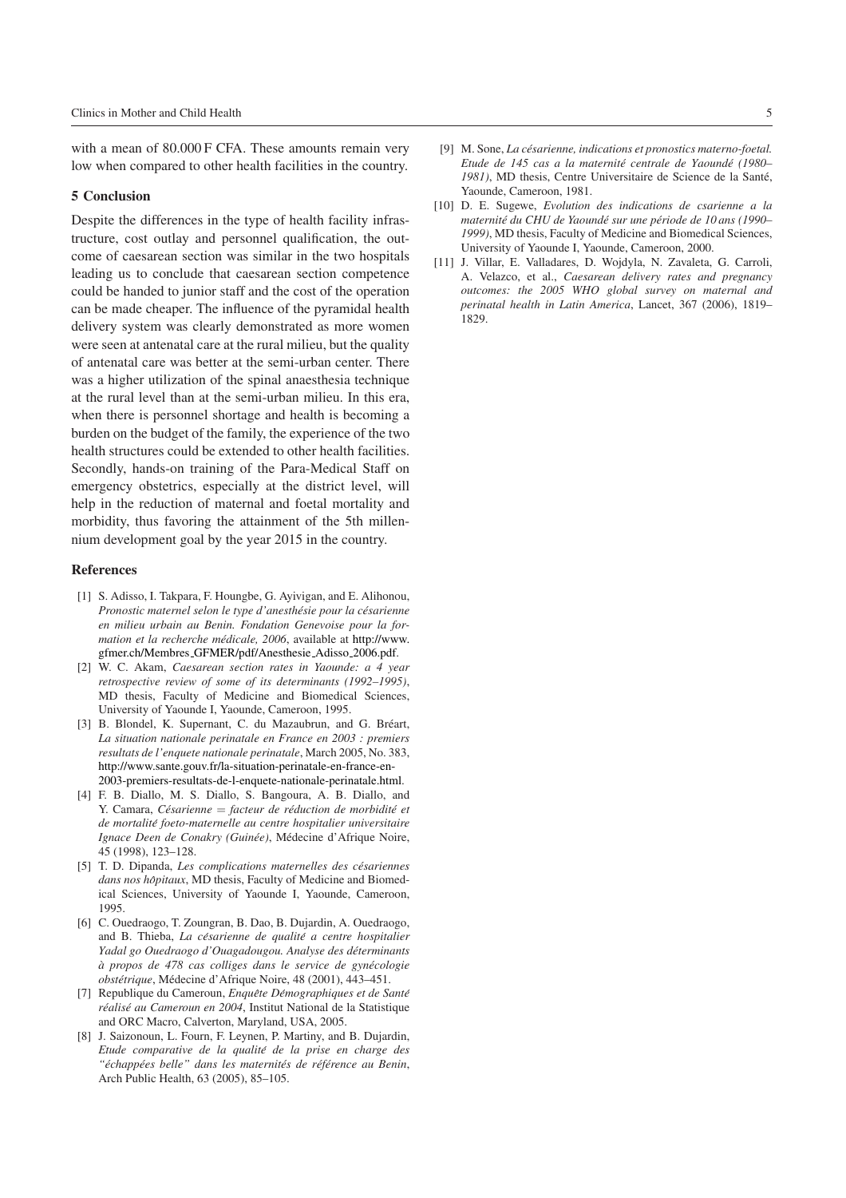with a mean of 80.000 F CFA. These amounts remain very low when compared to other health facilities in the country.

## 5 Conclusion

Despite the differences in the type of health facility infrastructure, cost outlay and personnel qualification, the outcome of caesarean section was similar in the two hospitals leading us to conclude that caesarean section competence could be handed to junior staff and the cost of the operation can be made cheaper. The influence of the pyramidal health delivery system was clearly demonstrated as more women were seen at antenatal care at the rural milieu, but the quality of antenatal care was better at the semi-urban center. There was a higher utilization of the spinal anaesthesia technique at the rural level than at the semi-urban milieu. In this era, when there is personnel shortage and health is becoming a burden on the budget of the family, the experience of the two health structures could be extended to other health facilities. Secondly, hands-on training of the Para-Medical Staff on emergency obstetrics, especially at the district level, will help in the reduction of maternal and foetal mortality and morbidity, thus favoring the attainment of the 5th millennium development goal by the year 2015 in the country.

## References

[1] S. Adisso, I. Takpara, F. Houngbe, G. Ayivigan, and E. Alihonou, *Pronostic maternel selon le type d'anesthésie pour la césarienne en milieu urbain au Benin. Fondation Genevoise pour la formation et la recherche médicale, 2006*, available at http://www.gfmer.ch/Membres_GFMER/pdf/Anesthesie_Adisso_2006.pdf.

[2] W. C. Akam, *Caesarean section rates in Yaounde: a 4 year retrospective review of some of its determinants (1992–1995)*, MD thesis, Faculty of Medicine and Biomedical Sciences, University of Yaounde I, Yaounde, Cameroon, 1995.

[3] B. Blondel, K. Supernant, C. du Mazaubrun, and G. Bréart, *La situation nationale perinatale en France en 2003 : premiers resultats de l'enquete nationale perinatale*, March 2005, No. 383, http://www.sante.gouv.fr/la-situation-perinatale-en-france-en-2003-premiers-resultats-de-l-enquete-nationale-perinatale.html.

[4] F. B. Diallo, M. S. Diallo, S. Bangoura, A. B. Diallo, and Y. Camara, *Césarienne = facteur de réduction de morbidité et de mortalité foeto-maternelle au centre hospitalier universitaire Ignace Deen de Conakry (Guinée)*, Médecine d'Afrique Noire, 45 (1998), 123–128.

[5] T. D. Dipanda, *Les complications maternelles des césariennes dans nos hôpitaux*, MD thesis, Faculty of Medicine and Biomedical Sciences, University of Yaounde I, Yaounde, Cameroon, 1995.

[6] C. Ouedraogo, T. Zoungran, B. Dao, B. Dujardin, A. Ouedraogo, and B. Thieba, *La césarienne de qualité a centre hospitalier Yadal go Ouedraogo d'Ouagadougou. Analyse des déterminants à propos de 478 cas colliges dans le service de gynécologie obstétrique*, Médecine d'Afrique Noire, 48 (2001), 443–451.

[7] Republique du Cameroun, *Enquête Démographiques et de Santé réalisé au Cameroun en 2004*, Institut National de la Statistique and ORC Macro, Calverton, Maryland, USA, 2005.

[8] J. Saizonoun, L. Fourn, F. Leynen, P. Martiny, and B. Dujardin, *Etude comparative de la qualité de la prise en charge des "échappées belle" dans les maternités de référence au Benin*, Arch Public Health, 63 (2005), 85–105.

[9] M. Sone, *La césarienne, indications et pronostics materno-foetal. Etude de 145 cas a la maternité centrale de Yaoundé (1980–1981)*, MD thesis, Centre Universitaire de Science de la Santé, Yaounde, Cameroon, 1981.

[10] D. E. Sugewe, *Evolution des indications de csarienne a la maternité du CHU de Yaoundé sur une période de 10 ans (1990–1999)*, MD thesis, Faculty of Medicine and Biomedical Sciences, University of Yaounde I, Yaounde, Cameroon, 2000.

[11] J. Villar, E. Valladares, D. Wojdyla, N. Zavaleta, G. Carroli, A. Velazco, et al., *Caesarean delivery rates and pregnancy outcomes: the 2005 WHO global survey on maternal and perinatal health in Latin America*, Lancet, 367 (2006), 1819–1829.